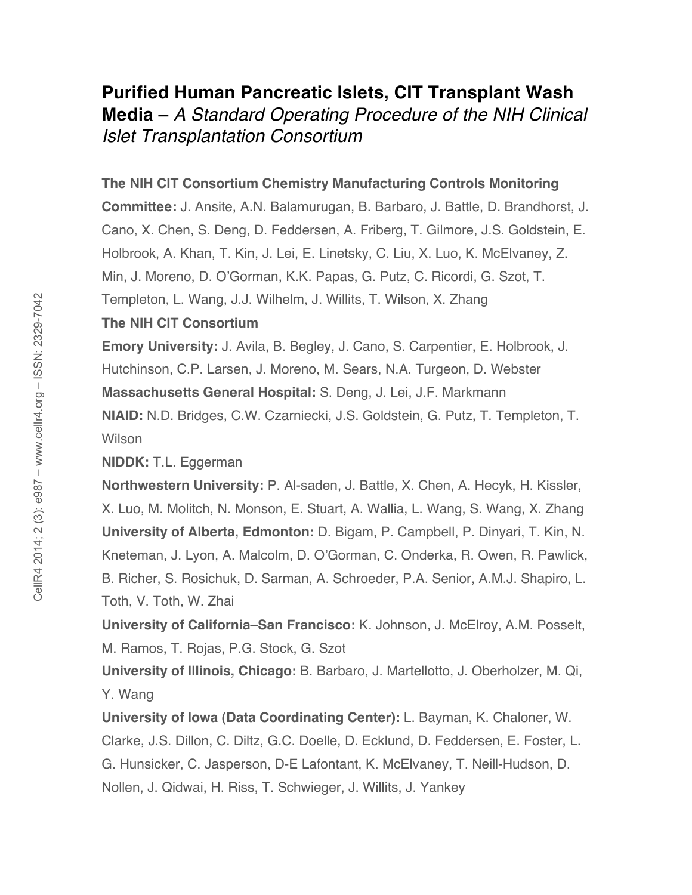# **Purified Human Pancreatic Islets, CIT Transplant Wash Media –** *A Standard Operating Procedure of the NIH Clinical Islet Transplantation Consortium*

**The NIH CIT Consortium Chemistry Manufacturing Controls Monitoring Committee:** J. Ansite, A.N. Balamurugan, B. Barbaro, J. Battle, D. Brandhorst, J. Cano, X. Chen, S. Deng, D. Feddersen, A. Friberg, T. Gilmore, J.S. Goldstein, E. Holbrook, A. Khan, T. Kin, J. Lei, E. Linetsky, C. Liu, X. Luo, K. McElvaney, Z. Min, J. Moreno, D. O'Gorman, K.K. Papas, G. Putz, C. Ricordi, G. Szot, T. Templeton, L. Wang, J.J. Wilhelm, J. Willits, T. Wilson, X. Zhang

**The NIH CIT Consortium**

**Emory University:** J. Avila, B. Begley, J. Cano, S. Carpentier, E. Holbrook, J. Hutchinson, C.P. Larsen, J. Moreno, M. Sears, N.A. Turgeon, D. Webster

**Massachusetts General Hospital:** S. Deng, J. Lei, J.F. Markmann

**NIAID:** N.D. Bridges, C.W. Czarniecki, J.S. Goldstein, G. Putz, T. Templeton, T. Wilson

**NIDDK:** T.L. Eggerman

**Northwestern University:** P. Al-saden, J. Battle, X. Chen, A. Hecyk, H. Kissler, X. Luo, M. Molitch, N. Monson, E. Stuart, A. Wallia, L. Wang, S. Wang, X. Zhang

**University of Alberta, Edmonton:** D. Bigam, P. Campbell, P. Dinyari, T. Kin, N. Kneteman, J. Lyon, A. Malcolm, D. O'Gorman, C. Onderka, R. Owen, R. Pawlick, B. Richer, S. Rosichuk, D. Sarman, A. Schroeder, P.A. Senior, A.M.J. Shapiro, L. Toth, V. Toth, W. Zhai

**University of California–San Francisco:** K. Johnson, J. McElroy, A.M. Posselt, M. Ramos, T. Rojas, P.G. Stock, G. Szot

**University of Illinois, Chicago:** B. Barbaro, J. Martellotto, J. Oberholzer, M. Qi, Y. Wang

**University of Iowa (Data Coordinating Center):** L. Bayman, K. Chaloner, W. Clarke, J.S. Dillon, C. Diltz, G.C. Doelle, D. Ecklund, D. Feddersen, E. Foster, L. G. Hunsicker, C. Jasperson, D-E Lafontant, K. McElvaney, T. Neill-Hudson, D. Nollen, J. Qidwai, H. Riss, T. Schwieger, J. Willits, J. Yankey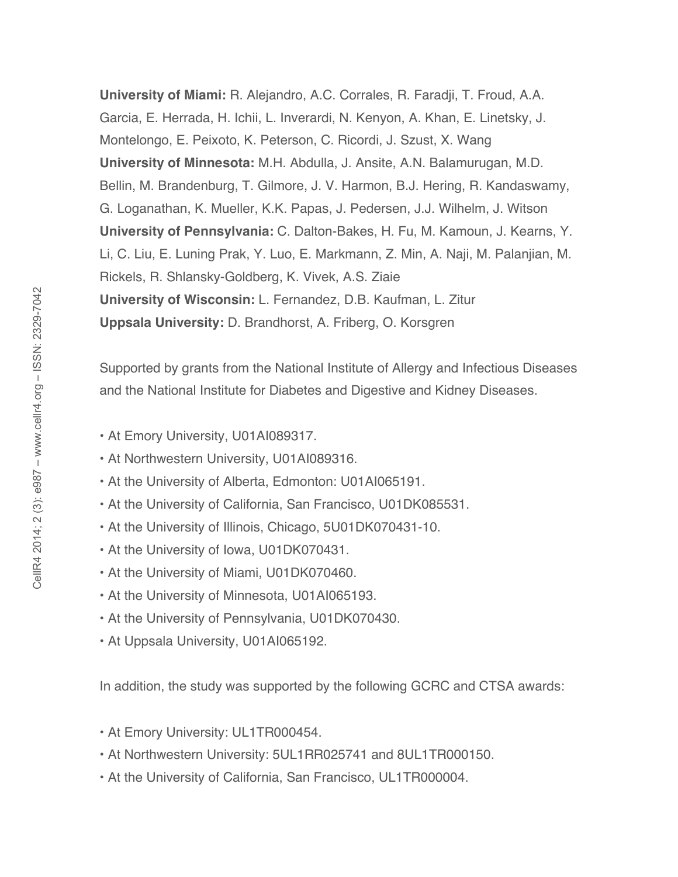**University of Miami:** R. Alejandro, A.C. Corrales, R. Faradji, T. Froud, A.A. Garcia, E. Herrada, H. Ichii, L. Inverardi, N. Kenyon, A. Khan, E. Linetsky, J. Montelongo, E. Peixoto, K. Peterson, C. Ricordi, J. Szust, X. Wang
**University of Minnesota:** M.H. Abdulla, J. Ansite, A.N. Balamurugan, M.D. Bellin, M. Brandenburg, T. Gilmore, J. V. Harmon, B.J. Hering, R. Kandaswamy, G. Loganathan, K. Mueller, K.K. Papas, J. Pedersen, J.J. Wilhelm, J. Witson
**University of Pennsylvania:** C. Dalton-Bakes, H. Fu, M. Kamoun, J. Kearns, Y. Li, C. Liu, E. Luning Prak, Y. Luo, E. Markmann, Z. Min, A. Naji, M. Palanjian, M. Rickels, R. Shlansky-Goldberg, K. Vivek, A.S. Ziaie
**University of Wisconsin:** L. Fernandez, D.B. Kaufman, L. Zitur
**Uppsala University:** D. Brandhorst, A. Friberg, O. Korsgren

Supported by grants from the National Institute of Allergy and Infectious Diseases and the National Institute for Diabetes and Digestive and Kidney Diseases.

- At Emory University, U01AI089317.
- At Northwestern University, U01AI089316.
- At the University of Alberta, Edmonton: U01AI065191.
- At the University of California, San Francisco, U01DK085531.
- At the University of Illinois, Chicago, 5U01DK070431-10.
- At the University of Iowa, U01DK070431.
- At the University of Miami, U01DK070460.
- At the University of Minnesota, U01AI065193.
- At the University of Pennsylvania, U01DK070430.
- At Uppsala University, U01AI065192.

In addition, the study was supported by the following GCRC and CTSA awards:

- At Emory University: UL1TR000454.
- At Northwestern University: 5UL1RR025741 and 8UL1TR000150.
- At the University of California, San Francisco, UL1TR000004.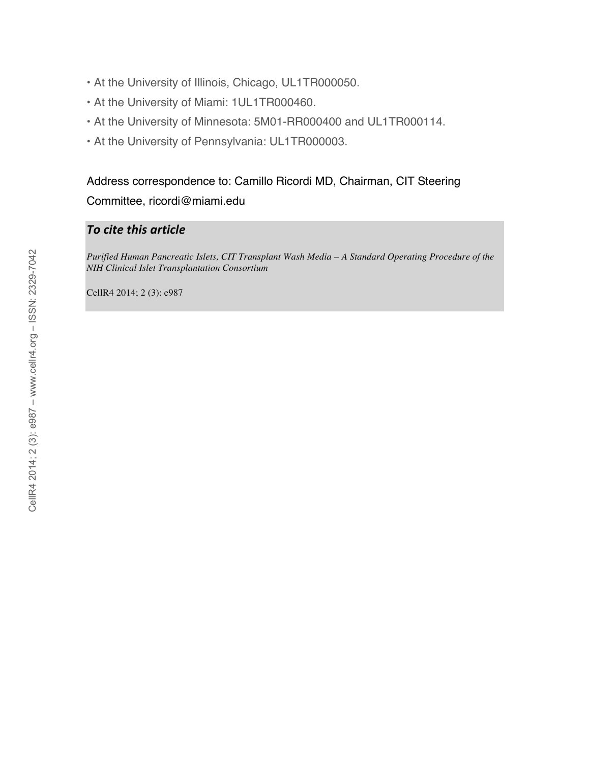- At the University of Illinois, Chicago, UL1TR000050.
- At the University of Miami: 1UL1TR000460.
- At the University of Minnesota: 5M01-RR000400 and UL1TR000114.
- At the University of Pennsylvania: UL1TR000003.

Address correspondence to: Camillo Ricordi MD, Chairman, CIT Steering Committee, ricordi@miami.edu

### *To cite this article*

*Purified Human Pancreatic Islets, CIT Transplant Wash Media – A Standard Operating Procedure of the NIH Clinical Islet Transplantation Consortium*

CellR4 2014; 2 (3): e987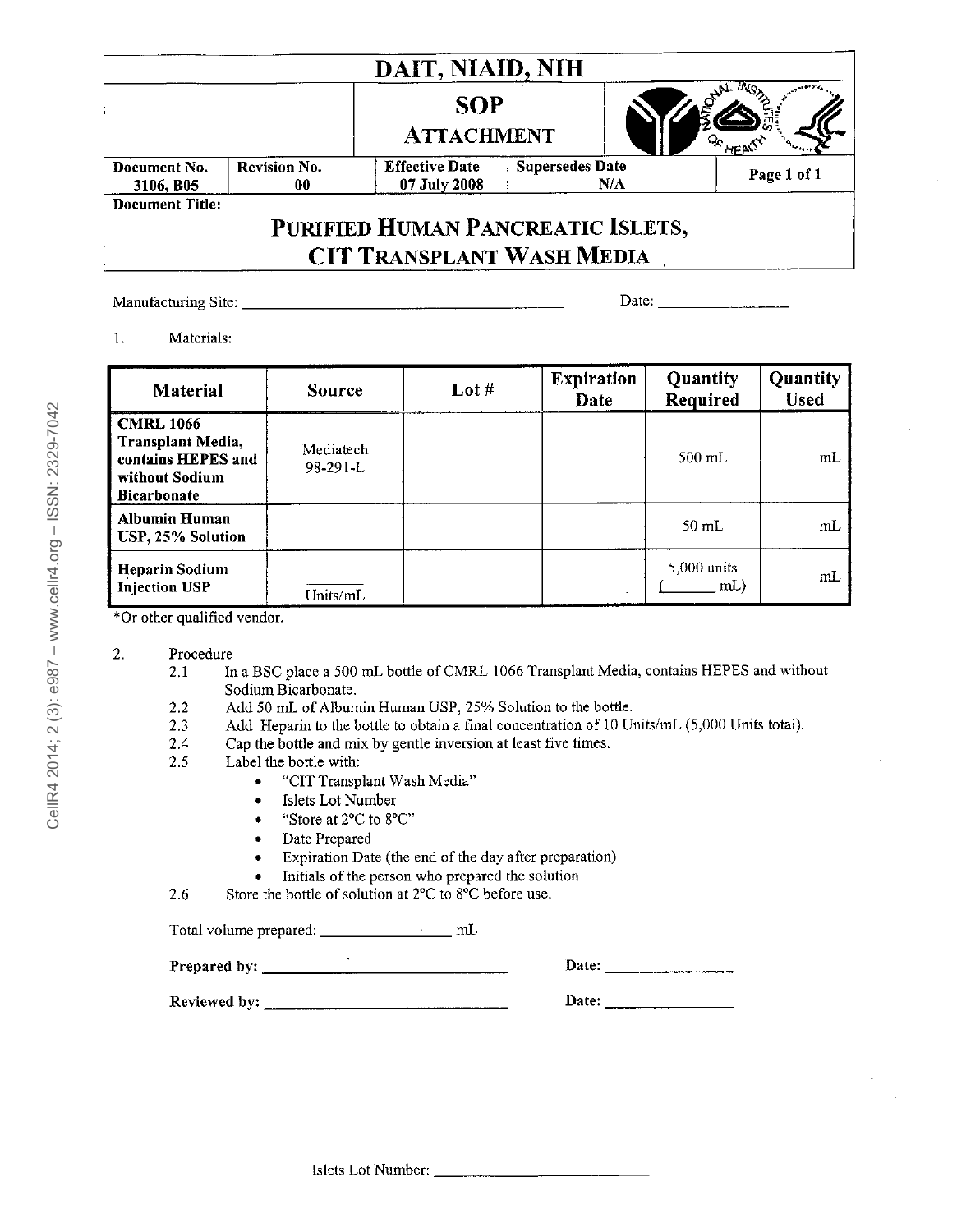# DAIT, NIAID, NIH

## SOP ATTACHMENT

| Document No. | Revision No. | Effective Date | Supersedes Date | |
|---|---|---|---|---|
| 3106, B05 | 00 | 07 July 2008 | N/A | Page 1 of 1 |

**Document Title:**

## PURIFIED HUMAN PANCREATIC ISLETS, CIT TRANSPLANT WASH MEDIA

Manufacturing Site: ________________________ Date: ______________

1. Materials:

| Material | Source | Lot # | Expiration Date | Quantity Required | Quantity Used |
|---|---|---|---|---|---|
| **CMRL 1066 Transplant Media, contains HEPES and without Sodium Bicarbonate** | Mediatech 98-291-L | | | 500 mL | mL |
| **Albumin Human USP, 25% Solution** | | | | 50 mL | mL |
| **Heparin Sodium Injection USP** | _______ Units/mL | | | 5,000 units (______ mL) | mL |

*Or other qualified vendor.

2. Procedure
   - 2.1 In a BSC place a 500 mL bottle of CMRL 1066 Transplant Media, contains HEPES and without Sodium Bicarbonate.
   - 2.2 Add 50 mL of Albumin Human USP, 25% Solution to the bottle.
   - 2.3 Add Heparin to the bottle to obtain a final concentration of 10 Units/mL (5,000 Units total).
   - 2.4 Cap the bottle and mix by gentle inversion at least five times.
   - 2.5 Label the bottle with:
     - "CIT Transplant Wash Media"
     - Islets Lot Number
     - "Store at 2°C to 8°C"
     - Date Prepared
     - Expiration Date (the end of the day after preparation)
     - Initials of the person who prepared the solution
   - 2.6 Store the bottle of solution at 2°C to 8°C before use.

Total volume prepared: ______________ mL

**Prepared by:** ________________________ **Date:** ______________

**Reviewed by:** ________________________ **Date:** ______________

Islets Lot Number: ________________________